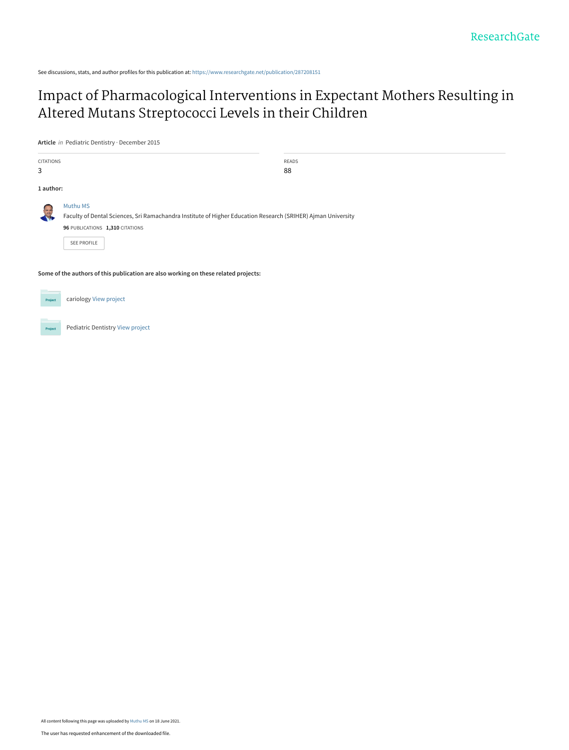ResearchGate

See discussions, stats, and author profiles for this publication at: https://www.researchgate.net/publication/287208151

# Impact of Pharmacological Interventions in Expectant Mothers Resulting in Altered Mutans Streptococci Levels in their Children

**Article** *in* Pediatric Dentistry · December 2015

| CITATIONS | READS |
| --- | --- |
| 3 | 88 |

**1 author:**

Muthu MS
Faculty of Dental Sciences, Sri Ramachandra Institute of Higher Education Research (SRIHER) Ajman University
**96** PUBLICATIONS **1,310** CITATIONS

SEE PROFILE

**Some of the authors of this publication are also working on these related projects:**

cariology View project

Pediatric Dentistry View project

All content following this page was uploaded by Muthu MS on 18 June 2021.

The user has requested enhancement of the downloaded file.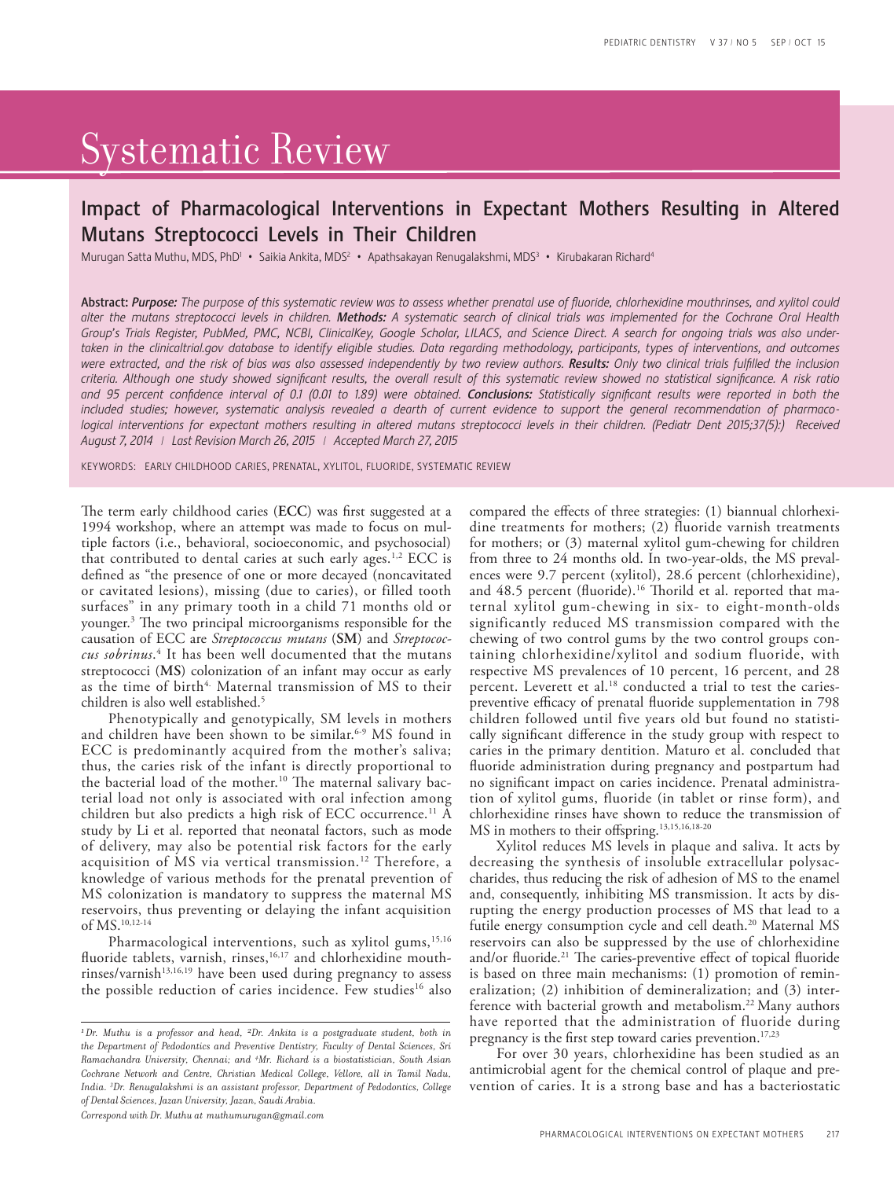# Systematic Review

## Impact of Pharmacological Interventions in Expectant Mothers Resulting in Altered Mutans Streptococci Levels in Their Children

Murugan Satta Muthu, MDS, PhD[1] • Saikia Ankita, MDS[2] • Apathsakayan Renugalakshmi, MDS[3] • Kirubakaran Richard[4]

**Abstract:** ***Purpose:*** *The purpose of this systematic review was to assess whether prenatal use of fluoride, chlorhexidine mouthrinses, and xylitol could alter the mutans streptococci levels in children.* ***Methods:*** *A systematic search of clinical trials was implemented for the Cochrane Oral Health Group's Trials Register, PubMed, PMC, NCBI, ClinicalKey, Google Scholar, LILACS, and Science Direct. A search for ongoing trials was also undertaken in the clinicaltrial.gov database to identify eligible studies. Data regarding methodology, participants, types of interventions, and outcomes were extracted, and the risk of bias was also assessed independently by two review authors.* ***Results:*** *Only two clinical trials fulfilled the inclusion criteria. Although one study showed significant results, the overall result of this systematic review showed no statistical significance. A risk ratio and 95 percent confidence interval of 0.1 (0.01 to 1.89) were obtained.* ***Conclusions:*** *Statistically significant results were reported in both the included studies; however, systematic analysis revealed a dearth of current evidence to support the general recommendation of pharmacological interventions for expectant mothers resulting in altered mutans streptococci levels in their children. (Pediatr Dent 2015;37(5):) Received August 7, 2014 | Last Revision March 26, 2015 | Accepted March 27, 2015*

KEYWORDS: EARLY CHILDHOOD CARIES, PRENATAL, XYLITOL, FLUORIDE, SYSTEMATIC REVIEW

The term early childhood caries (**ECC**) was first suggested at a 1994 workshop, where an attempt was made to focus on multiple factors (i.e., behavioral, socioeconomic, and psychosocial) that contributed to dental caries at such early ages.[1,2] ECC is defined as "the presence of one or more decayed (noncavitated or cavitated lesions), missing (due to caries), or filled tooth surfaces" in any primary tooth in a child 71 months old or younger.[3] The two principal microorganisms responsible for the causation of ECC are *Streptococcus mutans* (**SM**) and *Streptococcus sobrinus*.[4] It has been well documented that the mutans streptococci (**MS**) colonization of an infant may occur as early as the time of birth[4]. Maternal transmission of MS to their children is also well established.[5]

Phenotypically and genotypically, SM levels in mothers and children have been shown to be similar.[6-9] MS found in ECC is predominantly acquired from the mother's saliva; thus, the caries risk of the infant is directly proportional to the bacterial load of the mother.[10] The maternal salivary bacterial load not only is associated with oral infection among children but also predicts a high risk of ECC occurrence.[11] A study by Li et al. reported that neonatal factors, such as mode of delivery, may also be potential risk factors for the early acquisition of MS via vertical transmission.[12] Therefore, a knowledge of various methods for the prenatal prevention of MS colonization is mandatory to suppress the maternal MS reservoirs, thus preventing or delaying the infant acquisition of MS.[10,12-14]

Pharmacological interventions, such as xylitol gums,[15,16] fluoride tablets, varnish, rinses,[16,17] and chlorhexidine mouthrinses/varnish[13,16,19] have been used during pregnancy to assess the possible reduction of caries incidence. Few studies[16] also compared the effects of three strategies: (1) biannual chlorhexidine treatments for mothers; (2) fluoride varnish treatments for mothers; or (3) maternal xylitol gum-chewing for children from three to 24 months old. In two-year-olds, the MS prevalences were 9.7 percent (xylitol), 28.6 percent (chlorhexidine), and 48.5 percent (fluoride).[16] Thorild et al. reported that maternal xylitol gum-chewing in six- to eight-month-olds significantly reduced MS transmission compared with the chewing of two control gums by the two control groups containing chlorhexidine/xylitol and sodium fluoride, with respective MS prevalences of 10 percent, 16 percent, and 28 percent. Leverett et al.[18] conducted a trial to test the caries-preventive efficacy of prenatal fluoride supplementation in 798 children followed until five years old but found no statistically significant difference in the study group with respect to caries in the primary dentition. Maturo et al. concluded that fluoride administration during pregnancy and postpartum had no significant impact on caries incidence. Prenatal administration of xylitol gums, fluoride (in tablet or rinse form), and chlorhexidine rinses have shown to reduce the transmission of MS in mothers to their offspring.[13,15,16,18-20]

Xylitol reduces MS levels in plaque and saliva. It acts by decreasing the synthesis of insoluble extracellular polysaccharides, thus reducing the risk of adhesion of MS to the enamel and, consequently, inhibiting MS transmission. It acts by disrupting the energy production processes of MS that lead to a futile energy consumption cycle and cell death.[20] Maternal MS reservoirs can also be suppressed by the use of chlorhexidine and/or fluoride.[21] The caries-preventive effect of topical fluoride is based on three main mechanisms: (1) promotion of remineralization; (2) inhibition of demineralization; and (3) interference with bacterial growth and metabolism.[22] Many authors have reported that the administration of fluoride during pregnancy is the first step toward caries prevention.[17,23]

For over 30 years, chlorhexidine has been studied as an antimicrobial agent for the chemical control of plaque and prevention of caries. It is a strong base and has a bacteriostatic

*[1]Dr. Muthu is a professor and head, [2]Dr. Ankita is a postgraduate student, both in the Department of Pedodontics and Preventive Dentistry, Faculty of Dental Sciences, Sri Ramachandra University, Chennai; and [4]Mr. Richard is a biostatistician, South Asian Cochrane Network and Centre, Christian Medical College, Vellore, all in Tamil Nadu, India. [3]Dr. Renugalakshmi is an assistant professor, Department of Pedodontics, College of Dental Sciences, Jazan University, Jazan, Saudi Arabia.*

*Correspond with Dr. Muthu at muthumurugan@gmail.com*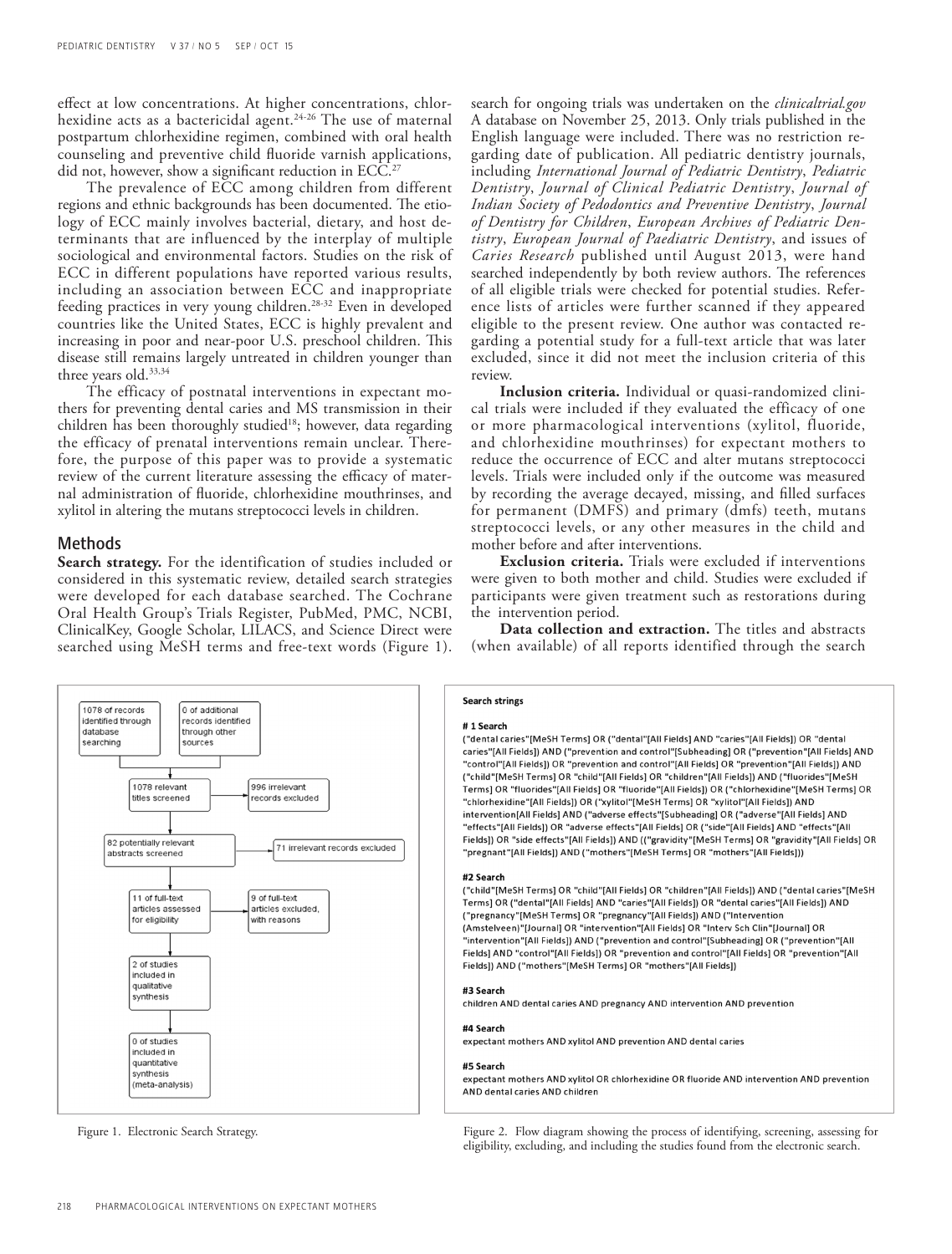effect at low concentrations. At higher concentrations, chlorhexidine acts as a bactericidal agent.[24-26] The use of maternal postpartum chlorhexidine regimen, combined with oral health counseling and preventive child fluoride varnish applications, did not, however, show a significant reduction in ECC.[27]

The prevalence of ECC among children from different regions and ethnic backgrounds has been documented. The etiology of ECC mainly involves bacterial, dietary, and host determinants that are influenced by the interplay of multiple sociological and environmental factors. Studies on the risk of ECC in different populations have reported various results, including an association between ECC and inappropriate feeding practices in very young children.[28-32] Even in developed countries like the United States, ECC is highly prevalent and increasing in poor and near-poor U.S. preschool children. This disease still remains largely untreated in children younger than three years old.[33,34]

The efficacy of postnatal interventions in expectant mothers for preventing dental caries and MS transmission in their children has been thoroughly studied[18]; however, data regarding the efficacy of prenatal interventions remain unclear. Therefore, the purpose of this paper was to provide a systematic review of the current literature assessing the efficacy of maternal administration of fluoride, chlorhexidine mouthrinses, and xylitol in altering the mutans streptococci levels in children.

## Methods

**Search strategy.** For the identification of studies included or considered in this systematic review, detailed search strategies were developed for each database searched. The Cochrane Oral Health Group's Trials Register, PubMed, PMC, NCBI, ClinicalKey, Google Scholar, LILACS, and Science Direct were searched using MeSH terms and free-text words (Figure 1). search for ongoing trials was undertaken on the *clinicaltrial.gov* A database on November 25, 2013. Only trials published in the English language were included. There was no restriction regarding date of publication. All pediatric dentistry journals, including *International Journal of Pediatric Dentistry*, *Pediatric Dentistry*, *Journal of Clinical Pediatric Dentistry*, *Journal of Indian Society of Pedodontics and Preventive Dentistry*, *Journal of Dentistry for Children*, *European Archives of Pediatric Dentistry*, *European Journal of Paediatric Dentistry*, and issues of *Caries Research* published until August 2013, were hand searched independently by both review authors. The references of all eligible trials were checked for potential studies. Reference lists of articles were further scanned if they appeared eligible to the present review. One author was contacted regarding a potential study for a full-text article that was later excluded, since it did not meet the inclusion criteria of this review.

**Inclusion criteria.** Individual or quasi-randomized clinical trials were included if they evaluated the efficacy of one or more pharmacological interventions (xylitol, fluoride, and chlorhexidine mouthrinses) for expectant mothers to reduce the occurrence of ECC and alter mutans streptococci levels. Trials were included only if the outcome was measured by recording the average decayed, missing, and filled surfaces for permanent (DMFS) and primary (dmfs) teeth, mutans streptococci levels, or any other measures in the child and mother before and after interventions.

**Exclusion criteria.** Trials were excluded if interventions were given to both mother and child. Studies were excluded if participants were given treatment such as restorations during the intervention period.

**Data collection and extraction.** The titles and abstracts (when available) of all reports identified through the search

1078 of records identified through database searching → 0 of additional records identified through other sources

1078 relevant titles screened → 996 irrelevant records excluded

82 potentially relevant abstracts screened → 71 irrelevant records excluded

11 of full-text articles assessed for eligibility → 9 of full-text articles excluded, with reasons

2 of studies included in qualitative synthesis

0 of studies included in quantitative synthesis (meta-analysis)

Figure 1. Electronic Search Strategy.

**Search strings**

**# 1 Search**

("dental caries"[MeSH Terms] OR ("dental"[All Fields] AND "caries"[All Fields]) OR "dental caries"[All Fields]) AND ("prevention and control"[Subheading] OR ("prevention"[All Fields] AND "control"[All Fields]) OR "prevention and control"[All Fields] OR "prevention"[All Fields]) AND ("child"[MeSH Terms] OR "child"[All Fields] OR "children"[All Fields]) AND ("fluorides"[MeSH Terms] OR "fluorides"[All Fields] OR "fluoride"[All Fields]) OR ("chlorhexidine"[MeSH Terms] OR "chlorhexidine"[All Fields]) OR ("xylitol"[MeSH Terms] OR "xylitol"[All Fields]) AND intervention[All Fields] AND ("adverse effects"[Subheading] OR ("adverse"[All Fields] AND "effects"[All Fields]) OR "adverse effects"[All Fields] OR ("side"[All Fields] AND "effects"[All Fields]) OR "side effects"[All Fields]) AND (("gravidity"[MeSH Terms] OR "gravidity"[All Fields] OR "pregnant"[All Fields]) AND ("mothers"[MeSH Terms] OR "mothers"[All Fields]))

**#2 Search**

("child"[MeSH Terms] OR "child"[All Fields] OR "children"[All Fields]) AND ("dental caries"[MeSH Terms] OR ("dental"[All Fields] AND "caries"[All Fields]) OR "dental caries"[All Fields]) AND ("pregnancy"[MeSH Terms] OR "pregnancy"[All Fields]) AND ("Intervention (Amstelveen)"[Journal] OR "intervention"[All Fields] OR "Interv Sch Clin"[Journal] OR "intervention"[All Fields]) AND ("prevention and control"[Subheading] OR ("prevention"[All Fields] AND "control"[All Fields]) OR "prevention and control"[All Fields] OR "prevention"[All Fields]) AND ("mothers"[MeSH Terms] OR "mothers"[All Fields])

**#3 Search**

children AND dental caries AND pregnancy AND intervention AND prevention

**#4 Search**

expectant mothers AND xylitol AND prevention AND dental caries

**#5 Search**

expectant mothers AND xylitol OR chlorhexidine OR fluoride AND intervention AND prevention AND dental caries AND children

Figure 2. Flow diagram showing the process of identifying, screening, assessing for eligibility, excluding, and including the studies found from the electronic search.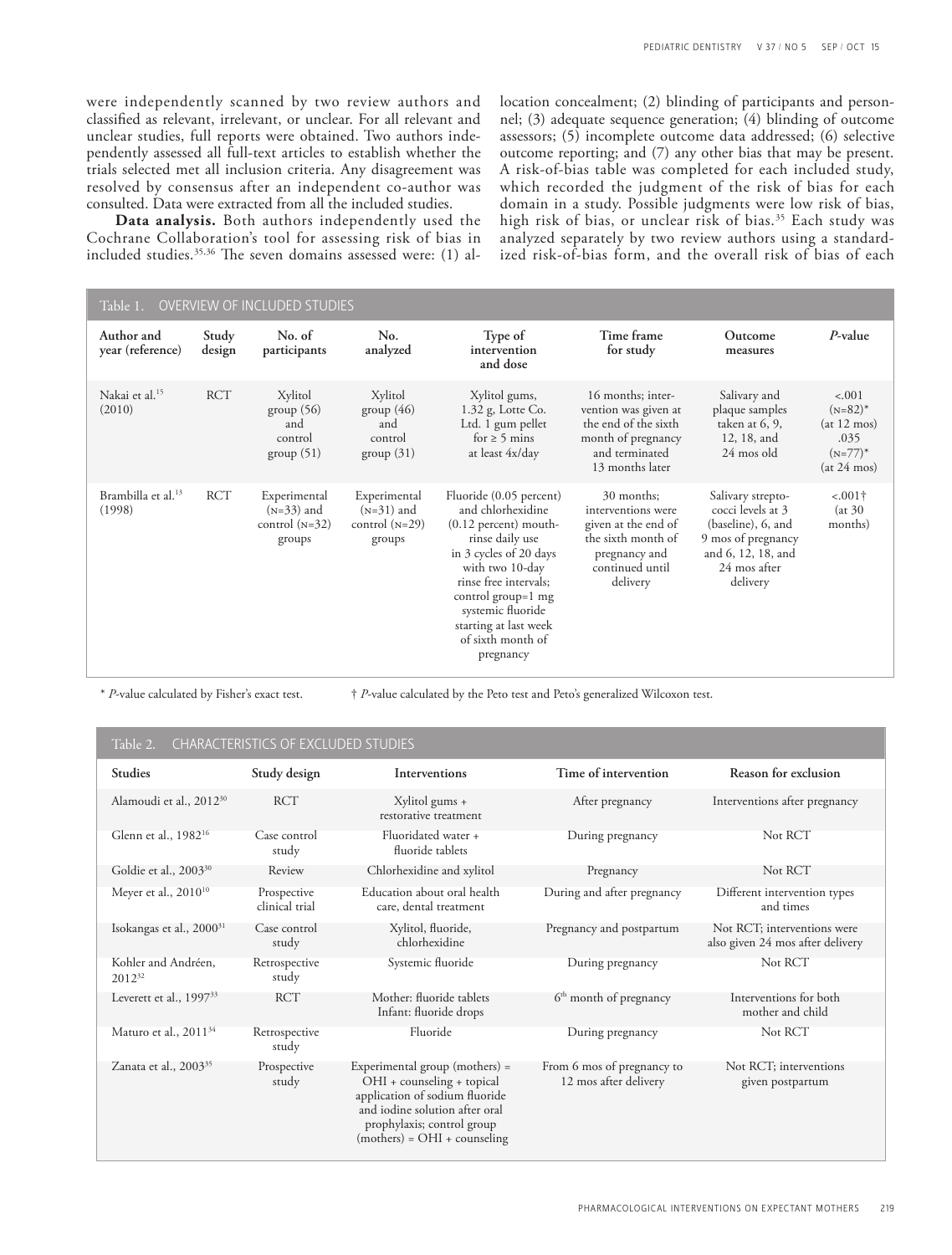were independently scanned by two review authors and classified as relevant, irrelevant, or unclear. For all relevant and unclear studies, full reports were obtained. Two authors independently assessed all full-text articles to establish whether the trials selected met all inclusion criteria. Any disagreement was resolved by consensus after an independent co-author was consulted. Data were extracted from all the included studies.

**Data analysis.** Both authors independently used the Cochrane Collaboration's tool for assessing risk of bias in included studies.[35,36] The seven domains assessed were: (1) allocation concealment; (2) blinding of participants and personnel; (3) adequate sequence generation; (4) blinding of outcome assessors; (5) incomplete outcome data addressed; (6) selective outcome reporting; and (7) any other bias that may be present. A risk-of-bias table was completed for each included study, which recorded the judgment of the risk of bias for each domain in a study. Possible judgments were low risk of bias, high risk of bias, or unclear risk of bias.[35] Each study was analyzed separately by two review authors using a standardized risk-of-bias form, and the overall risk of bias of each

Table 1. OVERVIEW OF INCLUDED STUDIES

| Author and year (reference) | Study design | No. of participants | No. analyzed | Type of intervention and dose | Time frame for study | Outcome measures | *P*-value |
|---|---|---|---|---|---|---|---|
| Nakai et al.[15] (2010) | RCT | Xylitol group (56) and control group (51) | Xylitol group (46) and control group (31) | Xylitol gums, 1.32 g, Lotte Co. Ltd. 1 gum pellet for ≥ 5 mins at least 4x/day | 16 months; intervention was given at the end of the sixth month of pregnancy and terminated 13 months later | Salivary and plaque samples taken at 6, 9, 12, 18, and 24 mos old | <.001 (N=82)* (at 12 mos) .035 (N=77)* (at 24 mos) |
| Brambilla et al.[13] (1998) | RCT | Experimental (N=33) and control (N=32) groups | Experimental (N=31) and control (N=29) groups | Fluoride (0.05 percent) and chlorhexidine (0.12 percent) mouthrinse daily use in 3 cycles of 20 days with two 10-day rinse free intervals; control group=1 mg systemic fluoride starting at last week of sixth month of pregnancy | 30 months; interventions were given at the end of the sixth month of pregnancy and continued until delivery | Salivary streptococci levels at 3 (baseline), 6, and 9 mos of pregnancy and 6, 12, 18, and 24 mos after delivery | <.001† (at 30 months) |

\* *P*-value calculated by Fisher's exact test. † *P*-value calculated by the Peto test and Peto's generalized Wilcoxon test.

Table 2. CHARACTERISTICS OF EXCLUDED STUDIES

| Studies | Study design | Interventions | Time of intervention | Reason for exclusion |
|---|---|---|---|---|
| Alamoudi et al., 2012[30] | RCT | Xylitol gums + restorative treatment | After pregnancy | Interventions after pregnancy |
| Glenn et al., 1982[16] | Case control study | Fluoridated water + fluoride tablets | During pregnancy | Not RCT |
| Goldie et al., 2003[30] | Review | Chlorhexidine and xylitol | Pregnancy | Not RCT |
| Meyer et al., 2010[10] | Prospective clinical trial | Education about oral health care, dental treatment | During and after pregnancy | Different intervention types and times |
| Isokangas et al., 2000[31] | Case control study | Xylitol, fluoride, chlorhexidine | Pregnancy and postpartum | Not RCT; interventions were also given 24 mos after delivery |
| Kohler and Andréen, 2012[32] | Retrospective study | Systemic fluoride | During pregnancy | Not RCT |
| Leverett et al., 1997[33] | RCT | Mother: fluoride tablets Infant: fluoride drops | 6th month of pregnancy | Interventions for both mother and child |
| Maturo et al., 2011[34] | Retrospective study | Fluoride | During pregnancy | Not RCT |
| Zanata et al., 2003[35] | Prospective study | Experimental group (mothers) = OHI + counseling + topical application of sodium fluoride and iodine solution after oral prophylaxis; control group (mothers) = OHI + counseling | From 6 mos of pregnancy to 12 mos after delivery | Not RCT; interventions given postpartum |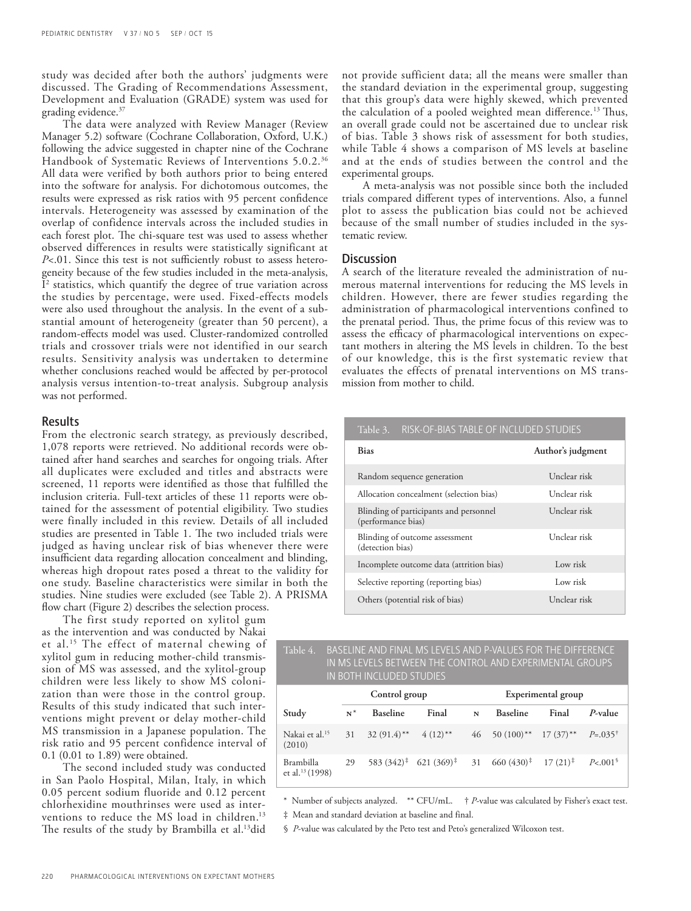study was decided after both the authors' judgments were discussed. The Grading of Recommendations Assessment, Development and Evaluation (GRADE) system was used for grading evidence.[37]

The data were analyzed with Review Manager (Review Manager 5.2) software (Cochrane Collaboration, Oxford, U.K.) following the advice suggested in chapter nine of the Cochrane Handbook of Systematic Reviews of Interventions 5.0.2.[36] All data were verified by both authors prior to being entered into the software for analysis. For dichotomous outcomes, the results were expressed as risk ratios with 95 percent confidence intervals. Heterogeneity was assessed by examination of the overlap of confidence intervals across the included studies in each forest plot. The chi-square test was used to assess whether observed differences in results were statistically significant at $P<.01$. Since this test is not sufficiently robust to assess heterogeneity because of the few studies included in the meta-analysis, $I^2$ statistics, which quantify the degree of true variation across the studies by percentage, were used. Fixed-effects models were also used throughout the analysis. In the event of a substantial amount of heterogeneity (greater than 50 percent), a random-effects model was used. Cluster-randomized controlled trials and crossover trials were not identified in our search results. Sensitivity analysis was undertaken to determine whether conclusions reached would be affected by per-protocol analysis versus intention-to-treat analysis. Subgroup analysis was not performed.

## Results

From the electronic search strategy, as previously described, 1,078 reports were retrieved. No additional records were obtained after hand searches and searches for ongoing trials. After all duplicates were excluded and titles and abstracts were screened, 11 reports were identified as those that fulfilled the inclusion criteria. Full-text articles of these 11 reports were obtained for the assessment of potential eligibility. Two studies were finally included in this review. Details of all included studies are presented in Table 1. The two included trials were judged as having unclear risk of bias whenever there were insufficient data regarding allocation concealment and blinding, whereas high dropout rates posed a threat to the validity for one study. Baseline characteristics were similar in both the studies. Nine studies were excluded (see Table 2). A PRISMA flow chart (Figure 2) describes the selection process.

The first study reported on xylitol gum as the intervention and was conducted by Nakai et al.[15] The effect of maternal chewing of xylitol gum in reducing mother-child transmission of MS was assessed, and the xylitol-group children were less likely to show MS colonization than were those in the control group. Results of this study indicated that such interventions might prevent or delay mother-child MS transmission in a Japanese population. The risk ratio and 95 percent confidence interval of 0.1 (0.01 to 1.89) were obtained.

The second included study was conducted in San Paolo Hospital, Milan, Italy, in which 0.05 percent sodium fluoride and 0.12 percent chlorhexidine mouthrinses were used as interventions to reduce the MS load in children.[13] The results of the study by Brambilla et al.[13] did not provide sufficient data; all the means were smaller than the standard deviation in the experimental group, suggesting that this group's data were highly skewed, which prevented the calculation of a pooled weighted mean difference.[13] Thus, an overall grade could not be ascertained due to unclear risk of bias. Table 3 shows risk of assessment for both studies, while Table 4 shows a comparison of MS levels at baseline and at the ends of studies between the control and the experimental groups.

A meta-analysis was not possible since both the included trials compared different types of interventions. Also, a funnel plot to assess the publication bias could not be achieved because of the small number of studies included in the systematic review.

## Discussion

A search of the literature revealed the administration of numerous maternal interventions for reducing the MS levels in children. However, there are fewer studies regarding the administration of pharmacological interventions confined to the prenatal period. Thus, the prime focus of this review was to assess the efficacy of pharmacological interventions on expectant mothers in altering the MS levels in children. To the best of our knowledge, this is the first systematic review that evaluates the effects of prenatal interventions on MS transmission from mother to child.

Table 3. RISK-OF-BIAS TABLE OF INCLUDED STUDIES

| Bias | Author's judgment |
|---|---|
| Random sequence generation | Unclear risk |
| Allocation concealment (selection bias) | Unclear risk |
| Blinding of participants and personnel (performance bias) | Unclear risk |
| Blinding of outcome assessment (detection bias) | Unclear risk |
| Incomplete outcome data (attrition bias) | Low risk |
| Selective reporting (reporting bias) | Low risk |
| Others (potential risk of bias) | Unclear risk |

Table 4. BASELINE AND FINAL MS LEVELS AND P-VALUES FOR THE DIFFERENCE IN MS LEVELS BETWEEN THE CONTROL AND EXPERIMENTAL GROUPS IN BOTH INCLUDED STUDIES

| | Control group | | | Experimental group | | | |
|---|---|---|---|---|---|---|---|
| Study | N* | Baseline | Final | N | Baseline | Final | *P*-value |
| Nakai et al.[15] (2010) | 31 | 32 (91.4)** | 4 (12)** | 46 | 50 (100)** | 17 (37)** | $P=.035$† |
| Brambilla et al.[13] (1998) | 29 | 583 (342)‡ | 621 (369)‡ | 31 | 660 (430)‡ | 17 (21)‡ | $P<.001$§ |

\* Number of subjects analyzed. ** CFU/mL. † *P*-value was calculated by Fisher's exact test.

‡ Mean and standard deviation at baseline and final.

§ *P*-value was calculated by the Peto test and Peto's generalized Wilcoxon test.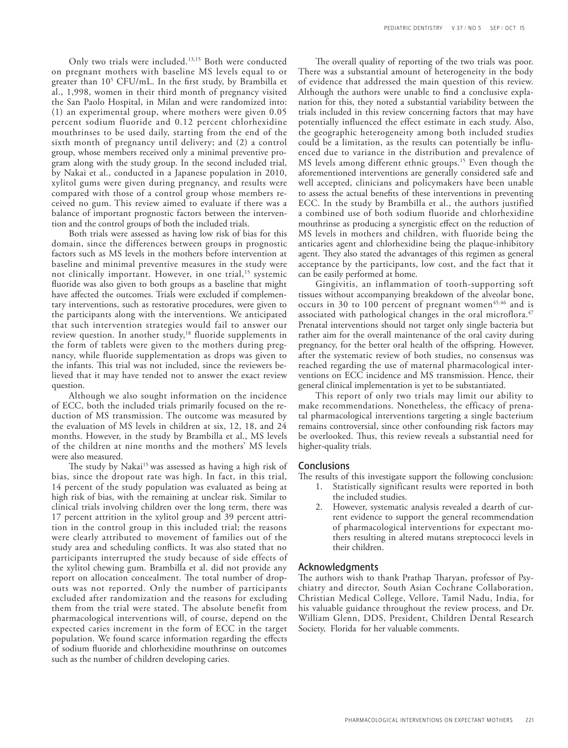Only two trials were included.[13,15] Both were conducted on pregnant mothers with baseline MS levels equal to or greater than $10^5$ CFU/mL. In the first study, by Brambilla et al., 1,998, women in their third month of pregnancy visited the San Paolo Hospital, in Milan and were randomized into: (1) an experimental group, where mothers were given 0.05 percent sodium fluoride and 0.12 percent chlorhexidine mouthrinses to be used daily, starting from the end of the sixth month of pregnancy until delivery; and (2) a control group, whose members received only a minimal preventive program along with the study group. In the second included trial, by Nakai et al., conducted in a Japanese population in 2010, xylitol gums were given during pregnancy, and results were compared with those of a control group whose members received no gum. This review aimed to evaluate if there was a balance of important prognostic factors between the intervention and the control groups of both the included trials.

Both trials were assessed as having low risk of bias for this domain, since the differences between groups in prognostic factors such as MS levels in the mothers before intervention at baseline and minimal preventive measures in the study were not clinically important. However, in one trial,[15] systemic fluoride was also given to both groups as a baseline that might have affected the outcomes. Trials were excluded if complementary interventions, such as restorative procedures, were given to the participants along with the interventions. We anticipated that such intervention strategies would fail to answer our review question. In another study,[18] fluoride supplements in the form of tablets were given to the mothers during pregnancy, while fluoride supplementation as drops was given to the infants. This trial was not included, since the reviewers believed that it may have tended not to answer the exact review question.

Although we also sought information on the incidence of ECC, both the included trials primarily focused on the reduction of MS transmission. The outcome was measured by the evaluation of MS levels in children at six, 12, 18, and 24 months. However, in the study by Brambilla et al., MS levels of the children at nine months and the mothers' MS levels were also measured.

The study by Nakai[15] was assessed as having a high risk of bias, since the dropout rate was high. In fact, in this trial, 14 percent of the study population was evaluated as being at high risk of bias, with the remaining at unclear risk. Similar to clinical trials involving children over the long term, there was 17 percent attrition in the xylitol group and 39 percent attrition in the control group in this included trial; the reasons were clearly attributed to movement of families out of the study area and scheduling conflicts. It was also stated that no participants interrupted the study because of side effects of the xylitol chewing gum. Brambilla et al. did not provide any report on allocation concealment. The total number of dropouts was not reported. Only the number of participants excluded after randomization and the reasons for excluding them from the trial were stated. The absolute benefit from pharmacological interventions will, of course, depend on the expected caries increment in the form of ECC in the target population. We found scarce information regarding the effects of sodium fluoride and chlorhexidine mouthrinse on outcomes such as the number of children developing caries.

The overall quality of reporting of the two trials was poor. There was a substantial amount of heterogeneity in the body of evidence that addressed the main question of this review. Although the authors were unable to find a conclusive explanation for this, they noted a substantial variability between the trials included in this review concerning factors that may have potentially influenced the effect estimate in each study. Also, the geographic heterogeneity among both included studies could be a limitation, as the results can potentially be influenced due to variance in the distribution and prevalence of MS levels among different ethnic groups.[15] Even though the aforementioned interventions are generally considered safe and well accepted, clinicians and policymakers have been unable to assess the actual benefits of these interventions in preventing ECC. In the study by Brambilla et al., the authors justified a combined use of both sodium fluoride and chlorhexidine mouthrinse as producing a synergistic effect on the reduction of MS levels in mothers and children, with fluoride being the anticaries agent and chlorhexidine being the plaque-inhibitory agent. They also stated the advantages of this regimen as general acceptance by the participants, low cost, and the fact that it can be easily performed at home.

Gingivitis, an inflammation of tooth-supporting soft tissues without accompanying breakdown of the alveolar bone, occurs in 30 to 100 percent of pregnant women[45,46] and is associated with pathological changes in the oral microflora.[47] Prenatal interventions should not target only single bacteria but rather aim for the overall maintenance of the oral cavity during pregnancy, for the better oral health of the offspring. However, after the systematic review of both studies, no consensus was reached regarding the use of maternal pharmacological interventions on ECC incidence and MS transmission. Hence, their general clinical implementation is yet to be substantiated.

This report of only two trials may limit our ability to make recommendations. Nonetheless, the efficacy of prenatal pharmacological interventions targeting a single bacterium remains controversial, since other confounding risk factors may be overlooked. Thus, this review reveals a substantial need for higher-quality trials.

## Conclusions

The results of this investigate support the following conclusion:

1. Statistically significant results were reported in both the included studies.
2. However, systematic analysis revealed a dearth of current evidence to support the general recommendation of pharmacological interventions for expectant mothers resulting in altered mutans streptococci levels in their children.

## Acknowledgments

The authors wish to thank Prathap Tharyan, professor of Psychiatry and director, South Asian Cochrane Collaboration, Christian Medical College, Vellore, Tamil Nadu, India, for his valuable guidance throughout the review process, and Dr. William Glenn, DDS, President, Children Dental Research Society, Florida for her valuable comments.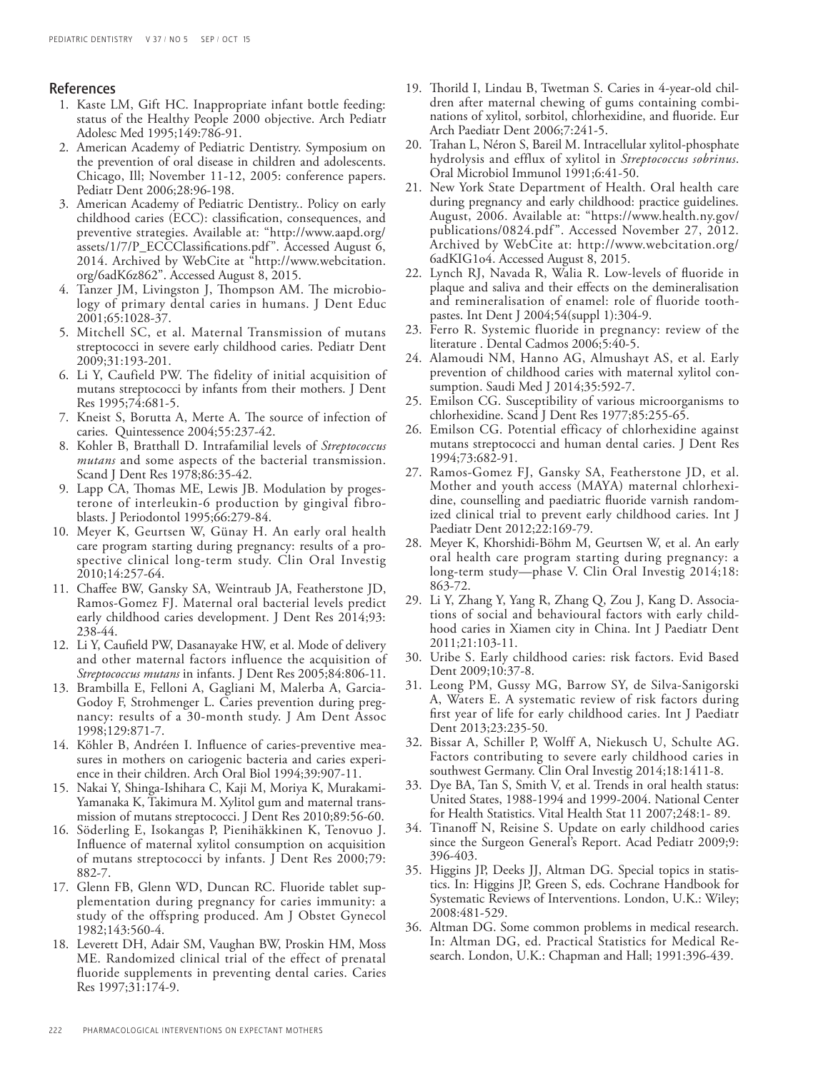## References

1. Kaste LM, Gift HC. Inappropriate infant bottle feeding: status of the Healthy People 2000 objective. Arch Pediatr Adolesc Med 1995;149:786-91.
2. American Academy of Pediatric Dentistry. Symposium on the prevention of oral disease in children and adolescents. Chicago, Ill; November 11-12, 2005: conference papers. Pediatr Dent 2006;28:96-198.
3. American Academy of Pediatric Dentistry.. Policy on early childhood caries (ECC): classification, consequences, and preventive strategies. Available at: "http://www.aapd.org/assets/1/7/P_ECCClassifications.pdf". Accessed August 6, 2014. Archived by WebCite at "http://www.webcitation.org/6adK6z862". Accessed August 8, 2015.
4. Tanzer JM, Livingston J, Thompson AM. The microbiology of primary dental caries in humans. J Dent Educ 2001;65:1028-37.
5. Mitchell SC, et al. Maternal Transmission of mutans streptococci in severe early childhood caries. Pediatr Dent 2009;31:193-201.
6. Li Y, Caufield PW. The fidelity of initial acquisition of mutans streptococci by infants from their mothers. J Dent Res 1995;74:681-5.
7. Kneist S, Borutta A, Merte A. The source of infection of caries. Quintessence 2004;55:237-42.
8. Kohler B, Bratthall D. Intrafamilial levels of *Streptococcus mutans* and some aspects of the bacterial transmission. Scand J Dent Res 1978;86:35-42.
9. Lapp CA, Thomas ME, Lewis JB. Modulation by progesterone of interleukin-6 production by gingival fibroblasts. J Periodontol 1995;66:279-84.
10. Meyer K, Geurtsen W, Günay H. An early oral health care program starting during pregnancy: results of a prospective clinical long-term study. Clin Oral Investig 2010;14:257-64.
11. Chaffee BW, Gansky SA, Weintraub JA, Featherstone JD, Ramos-Gomez FJ. Maternal oral bacterial levels predict early childhood caries development. J Dent Res 2014;93: 238-44.
12. Li Y, Caufield PW, Dasanayake HW, et al. Mode of delivery and other maternal factors influence the acquisition of *Streptococcus mutans* in infants. J Dent Res 2005;84:806-11.
13. Brambilla E, Felloni A, Gagliani M, Malerba A, Garcia-Godoy F, Strohmenger L. Caries prevention during pregnancy: results of a 30-month study. J Am Dent Assoc 1998;129:871-7.
14. Köhler B, Andréen I. Influence of caries-preventive measures in mothers on cariogenic bacteria and caries experience in their children. Arch Oral Biol 1994;39:907-11.
15. Nakai Y, Shinga-Ishihara C, Kaji M, Moriya K, Murakami-Yamanaka K, Takimura M. Xylitol gum and maternal transmission of mutans streptococci. J Dent Res 2010;89:56-60.
16. Söderling E, Isokangas P, Pienihäkkinen K, Tenovuo J. Influence of maternal xylitol consumption on acquisition of mutans streptococci by infants. J Dent Res 2000;79: 882-7.
17. Glenn FB, Glenn WD, Duncan RC. Fluoride tablet supplementation during pregnancy for caries immunity: a study of the offspring produced. Am J Obstet Gynecol 1982;143:560-4.
18. Leverett DH, Adair SM, Vaughan BW, Proskin HM, Moss ME. Randomized clinical trial of the effect of prenatal fluoride supplements in preventing dental caries. Caries Res 1997;31:174-9.
19. Thorild I, Lindau B, Twetman S. Caries in 4-year-old children after maternal chewing of gums containing combinations of xylitol, sorbitol, chlorhexidine, and fluoride. Eur Arch Paediatr Dent 2006;7:241-5.
20. Trahan L, Néron S, Bareil M. Intracellular xylitol-phosphate hydrolysis and efflux of xylitol in *Streptococcus sobrinus*. Oral Microbiol Immunol 1991;6:41-50.
21. New York State Department of Health. Oral health care during pregnancy and early childhood: practice guidelines. August, 2006. Available at: "https://www.health.ny.gov/publications/0824.pdf". Accessed November 27, 2012. Archived by WebCite at: http://www.webcitation.org/6adKIG1o4. Accessed August 8, 2015.
22. Lynch RJ, Navada R, Walia R. Low-levels of fluoride in plaque and saliva and their effects on the demineralisation and remineralisation of enamel: role of fluoride toothpastes. Int Dent J 2004;54(suppl 1):304-9.
23. Ferro R. Systemic fluoride in pregnancy: review of the literature . Dental Cadmos 2006;5:40-5.
24. Alamoudi NM, Hanno AG, Almushayt AS, et al. Early prevention of childhood caries with maternal xylitol consumption. Saudi Med J 2014;35:592-7.
25. Emilson CG. Susceptibility of various microorganisms to chlorhexidine. Scand J Dent Res 1977;85:255-65.
26. Emilson CG. Potential efficacy of chlorhexidine against mutans streptococci and human dental caries. J Dent Res 1994;73:682-91.
27. Ramos-Gomez FJ, Gansky SA, Featherstone JD, et al. Mother and youth access (MAYA) maternal chlorhexidine, counselling and paediatric fluoride varnish randomized clinical trial to prevent early childhood caries. Int J Paediatr Dent 2012;22:169-79.
28. Meyer K, Khorshidi-Böhm M, Geurtsen W, et al. An early oral health care program starting during pregnancy: a long-term study—phase V. Clin Oral Investig 2014;18: 863-72.
29. Li Y, Zhang Y, Yang R, Zhang Q, Zou J, Kang D. Associations of social and behavioural factors with early childhood caries in Xiamen city in China. Int J Paediatr Dent 2011;21:103-11.
30. Uribe S. Early childhood caries: risk factors. Evid Based Dent 2009;10:37-8.
31. Leong PM, Gussy MG, Barrow SY, de Silva-Sanigorski A, Waters E. A systematic review of risk factors during first year of life for early childhood caries. Int J Paediatr Dent 2013;23:235-50.
32. Bissar A, Schiller P, Wolff A, Niekusch U, Schulte AG. Factors contributing to severe early childhood caries in southwest Germany. Clin Oral Investig 2014;18:1411-8.
33. Dye BA, Tan S, Smith V, et al. Trends in oral health status: United States, 1988-1994 and 1999-2004. National Center for Health Statistics. Vital Health Stat 11 2007;248:1- 89.
34. Tinanoff N, Reisine S. Update on early childhood caries since the Surgeon General's Report. Acad Pediatr 2009;9: 396-403.
35. Higgins JP, Deeks JJ, Altman DG. Special topics in statistics. In: Higgins JP, Green S, eds. Cochrane Handbook for Systematic Reviews of Interventions. London, U.K.: Wiley; 2008:481-529.
36. Altman DG. Some common problems in medical research. In: Altman DG, ed. Practical Statistics for Medical Research. London, U.K.: Chapman and Hall; 1991:396-439.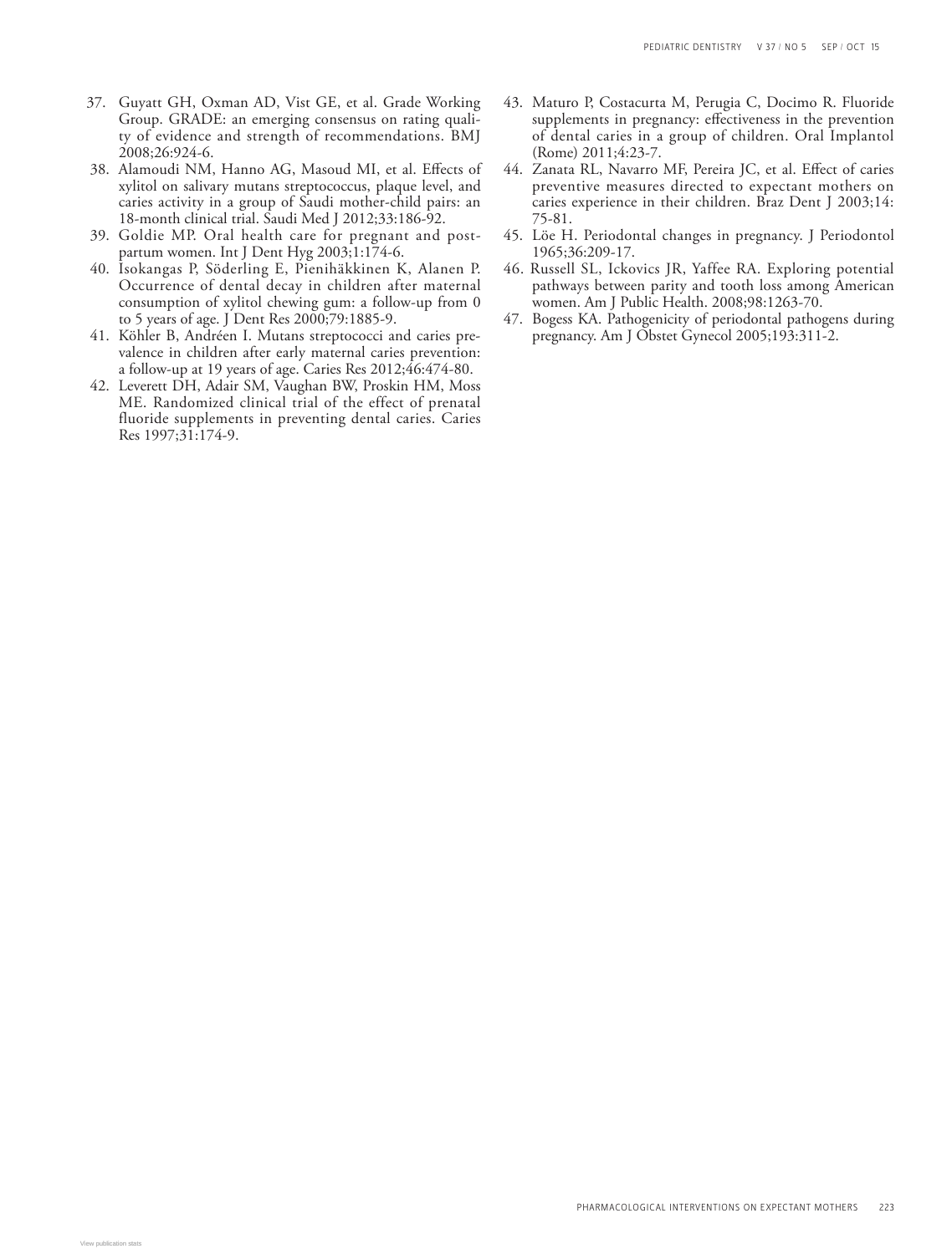37. Guyatt GH, Oxman AD, Vist GE, et al. Grade Working Group. GRADE: an emerging consensus on rating quality of evidence and strength of recommendations. BMJ 2008;26:924-6.
38. Alamoudi NM, Hanno AG, Masoud MI, et al. Effects of xylitol on salivary mutans streptococcus, plaque level, and caries activity in a group of Saudi mother-child pairs: an 18-month clinical trial. Saudi Med J 2012;33:186-92.
39. Goldie MP. Oral health care for pregnant and postpartum women. Int J Dent Hyg 2003;1:174-6.
40. Isokangas P, Söderling E, Pienihäkkinen K, Alanen P. Occurrence of dental decay in children after maternal consumption of xylitol chewing gum: a follow-up from 0 to 5 years of age. J Dent Res 2000;79:1885-9.
41. Köhler B, Andréen I. Mutans streptococci and caries prevalence in children after early maternal caries prevention: a follow-up at 19 years of age. Caries Res 2012;46:474-80.
42. Leverett DH, Adair SM, Vaughan BW, Proskin HM, Moss ME. Randomized clinical trial of the effect of prenatal fluoride supplements in preventing dental caries. Caries Res 1997;31:174-9.
43. Maturo P, Costacurta M, Perugia C, Docimo R. Fluoride supplements in pregnancy: effectiveness in the prevention of dental caries in a group of children. Oral Implantol (Rome) 2011;4:23-7.
44. Zanata RL, Navarro MF, Pereira JC, et al. Effect of caries preventive measures directed to expectant mothers on caries experience in their children. Braz Dent J 2003;14:75-81.
45. Löe H. Periodontal changes in pregnancy. J Periodontol 1965;36:209-17.
46. Russell SL, Ickovics JR, Yaffee RA. Exploring potential pathways between parity and tooth loss among American women. Am J Public Health. 2008;98:1263-70.
47. Bogess KA. Pathogenicity of periodontal pathogens during pregnancy. Am J Obstet Gynecol 2005;193:311-2.